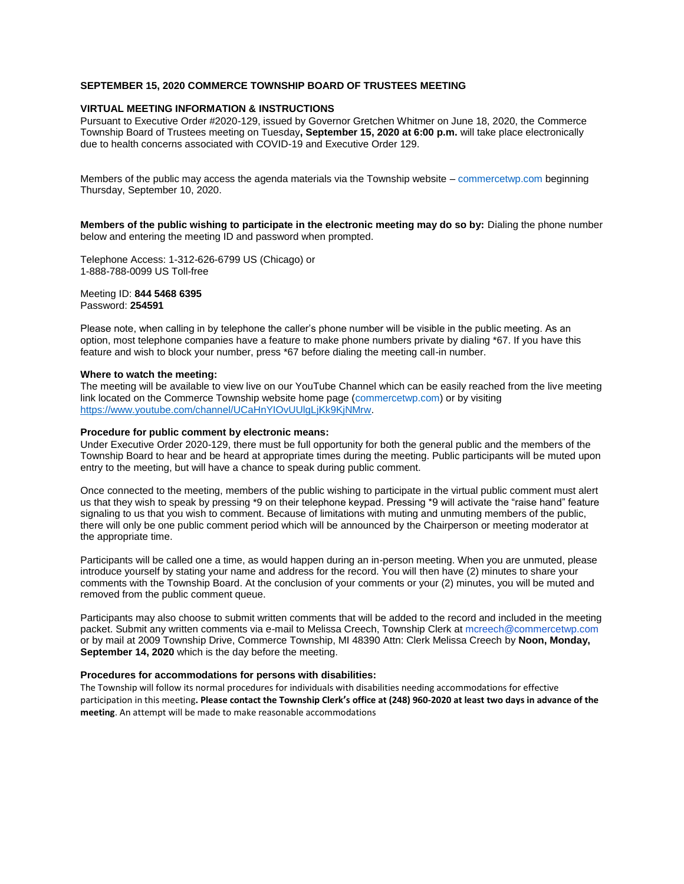## SEPTEMBER 15, 2020 COMMERCE TOWNSHIP BOARD OF TRUSTEES MEETING

### VIRTUAL MEETING INFORMATION & INSTRUCTIONS

Pursuant to Executive Order #2020-129, issued by Governor Gretchen Whitmer on June 18, 2020, the Commerce Township Board of Trustees meeting on Tuesday**, September 15, 2020 at 6:00 p.m.** will take place electronically due to health concerns associated with COVID-19 and Executive Order 129.

Members of the public may access the agenda materials via the Township website – commercetwp.com beginning Thursday, September 10, 2020.

**Members of the public wishing to participate in the electronic meeting may do so by:** Dialing the phone number below and entering the meeting ID and password when prompted.

Telephone Access: 1-312-626-6799 US (Chicago) or
1-888-788-0099 US Toll-free

Meeting ID: **844 5468 6395**
Password: **254591**

Please note, when calling in by telephone the caller's phone number will be visible in the public meeting. As an option, most telephone companies have a feature to make phone numbers private by dialing *67. If you have this feature and wish to block your number, press *67 before dialing the meeting call-in number.

**Where to watch the meeting:**
The meeting will be available to view live on our YouTube Channel which can be easily reached from the live meeting link located on the Commerce Township website home page (commercetwp.com) or by visiting https://www.youtube.com/channel/UCaHnYIOvUUlgLjKk9KjNMrw.

**Procedure for public comment by electronic means:**
Under Executive Order 2020-129, there must be full opportunity for both the general public and the members of the Township Board to hear and be heard at appropriate times during the meeting. Public participants will be muted upon entry to the meeting, but will have a chance to speak during public comment.

Once connected to the meeting, members of the public wishing to participate in the virtual public comment must alert us that they wish to speak by pressing *9 on their telephone keypad. Pressing *9 will activate the "raise hand" feature signaling to us that you wish to comment. Because of limitations with muting and unmuting members of the public, there will only be one public comment period which will be announced by the Chairperson or meeting moderator at the appropriate time.

Participants will be called one a time, as would happen during an in-person meeting. When you are unmuted, please introduce yourself by stating your name and address for the record. You will then have (2) minutes to share your comments with the Township Board. At the conclusion of your comments or your (2) minutes, you will be muted and removed from the public comment queue.

Participants may also choose to submit written comments that will be added to the record and included in the meeting packet. Submit any written comments via e-mail to Melissa Creech, Township Clerk at mcreech@commercetwp.com or by mail at 2009 Township Drive, Commerce Township, MI 48390 Attn: Clerk Melissa Creech by **Noon, Monday, September 14, 2020** which is the day before the meeting.

**Procedures for accommodations for persons with disabilities:**
The Township will follow its normal procedures for individuals with disabilities needing accommodations for effective participation in this meeting**. Please contact the Township Clerk's office at (248) 960-2020 at least two days in advance of the meeting**. An attempt will be made to make reasonable accommodations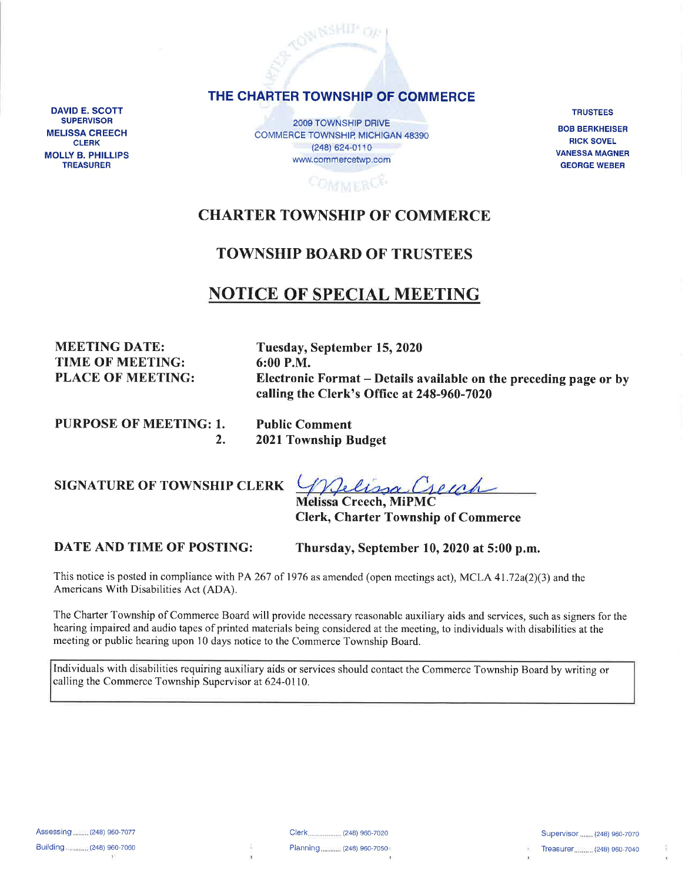**DAVID E. SCOTT**
SUPERVISOR
**MELISSA CREECH**
CLERK
**MOLLY B. PHILLIPS**
TREASURER

## THE CHARTER TOWNSHIP OF COMMERCE

2009 TOWNSHIP DRIVE
COMMERCE TOWNSHIP, MICHIGAN 48390
(248) 624-0110
www.commercetwp.com

**TRUSTEES**
**BOB BERKHEISER**
**RICK SOVEL**
**VANESSA MAGNER**
**GEORGE WEBER**

# CHARTER TOWNSHIP OF COMMERCE

## TOWNSHIP BOARD OF TRUSTEES

## NOTICE OF SPECIAL MEETING

| | |
|---|---|
| **MEETING DATE:** | **Tuesday, September 15, 2020** |
| **TIME OF MEETING:** | **6:00 P.M.** |
| **PLACE OF MEETING:** | **Electronic Format – Details available on the preceding page or by calling the Clerk's Office at 248-960-7020** |

**PURPOSE OF MEETING:**
1. **Public Comment**
2. **2021 Township Budget**

**SIGNATURE OF TOWNSHIP CLERK** Melissa Creech
**Melissa Creech, MiPMC**
**Clerk, Charter Township of Commerce**

**DATE AND TIME OF POSTING:** **Thursday, September 10, 2020 at 5:00 p.m.**

This notice is posted in compliance with PA 267 of 1976 as amended (open meetings act), MCLA 41.72a(2)(3) and the Americans With Disabilities Act (ADA).

The Charter Township of Commerce Board will provide necessary reasonable auxiliary aids and services, such as signers for the hearing impaired and audio tapes of printed materials being considered at the meeting, to individuals with disabilities at the meeting or public hearing upon 10 days notice to the Commerce Township Board.

Individuals with disabilities requiring auxiliary aids or services should contact the Commerce Township Board by writing or calling the Commerce Township Supervisor at 624-0110.

Assessing....... (248) 960-7077
Building.......... (248) 960-7060
Clerk................ (248) 960-7020
Planning.......... (248) 960-7050
Supervisor....... (248) 960-7070
Treasurer......... (248) 960-7040